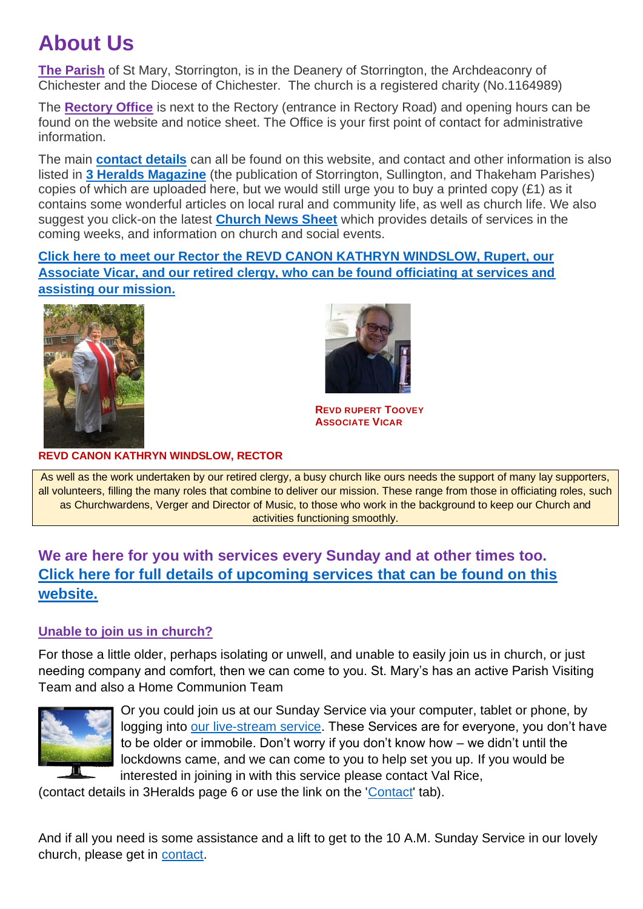# About Us

**The Parish** of St Mary, Storrington, is in the Deanery of Storrington, the Archdeaconry of Chichester and the Diocese of Chichester. The church is a registered charity (No.1164989)

The **Rectory Office** is next to the Rectory (entrance in Rectory Road) and opening hours can be found on the website and notice sheet. The Office is your first point of contact for administrative information.

The main **contact details** can all be found on this website, and contact and other information is also listed in **3 Heralds Magazine** (the publication of Storrington, Sullington, and Thakeham Parishes) copies of which are uploaded here, but we would still urge you to buy a printed copy (£1) as it contains some wonderful articles on local rural and community life, as well as church life. We also suggest you click-on the latest **Church News Sheet** which provides details of services in the coming weeks, and information on church and social events.

**Click here to meet our Rector the REVD CANON KATHRYN WINDSLOW, Rupert, our Associate Vicar, and our retired clergy, who can be found officiating at services and assisting our mission.**

**REVD RUPERT TOOVEY**
**ASSOCIATE VICAR**

**REVD CANON KATHRYN WINDSLOW, RECTOR**

As well as the work undertaken by our retired clergy, a busy church like ours needs the support of many lay supporters, all volunteers, filling the many roles that combine to deliver our mission. These range from those in officiating roles, such as Churchwardens, Verger and Director of Music, to those who work in the background to keep our Church and activities functioning smoothly.

## We are here for you with services every Sunday and at other times too. Click here for full details of upcoming services that can be found on this website.

### Unable to join us in church?

For those a little older, perhaps isolating or unwell, and unable to easily join us in church, or just needing company and comfort, then we can come to you. St. Mary's has an active Parish Visiting Team and also a Home Communion Team

Or you could join us at our Sunday Service via your computer, tablet or phone, by logging into our live-stream service. These Services are for everyone, you don't have to be older or immobile. Don't worry if you don't know how – we didn't until the lockdowns came, and we can come to you to help set you up. If you would be interested in joining in with this service please contact Val Rice, (contact details in 3Heralds page 6 or use the link on the 'Contact' tab).

And if all you need is some assistance and a lift to get to the 10 A.M. Sunday Service in our lovely church, please get in contact.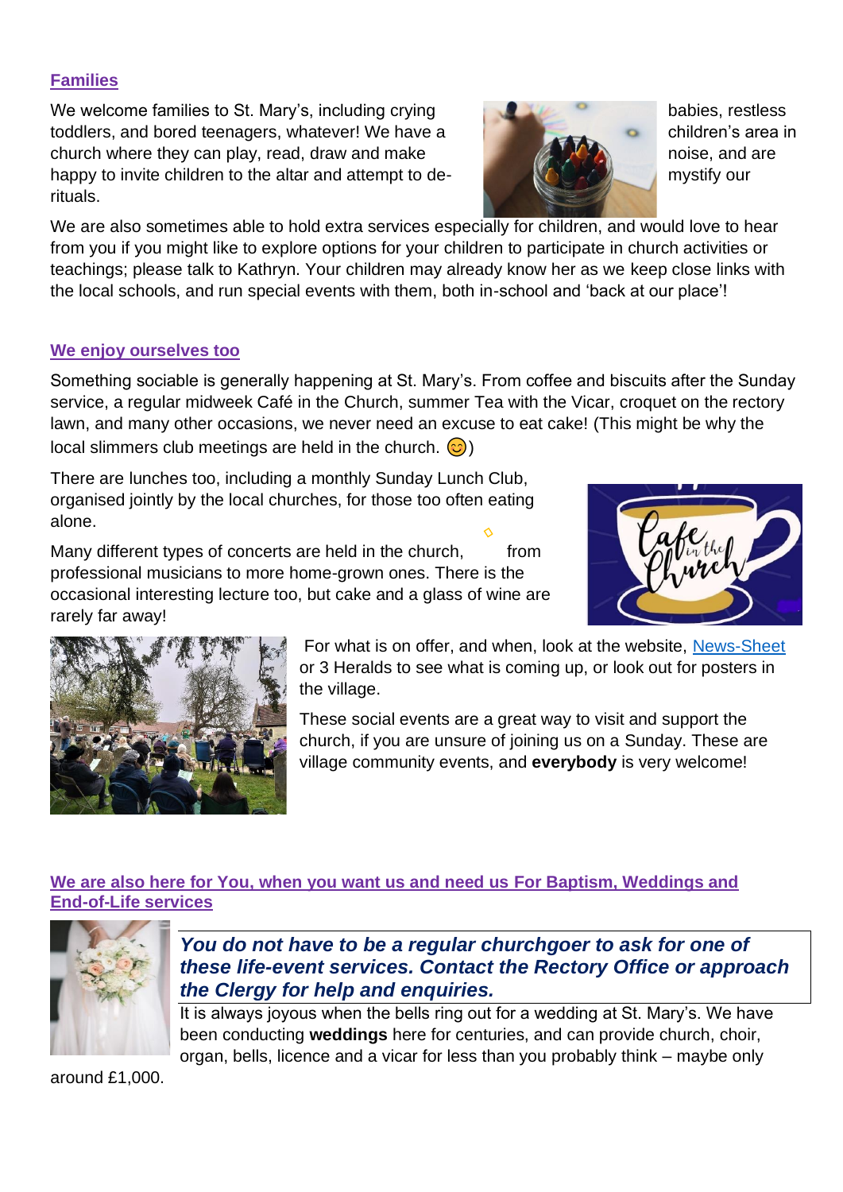## Families

We welcome families to St. Mary's, including crying babies, restless toddlers, and bored teenagers, whatever! We have a children's area in church where they can play, read, draw and make noise, and are happy to invite children to the altar and attempt to de-mystify our rituals.

We are also sometimes able to hold extra services especially for children, and would love to hear from you if you might like to explore options for your children to participate in church activities or teachings; please talk to Kathryn. Your children may already know her as we keep close links with the local schools, and run special events with them, both in-school and 'back at our place'!

## We enjoy ourselves too

Something sociable is generally happening at St. Mary's. From coffee and biscuits after the Sunday service, a regular midweek Café in the Church, summer Tea with the Vicar, croquet on the rectory lawn, and many other occasions, we never need an excuse to eat cake! (This might be why the local slimmers club meetings are held in the church. 😊)

There are lunches too, including a monthly Sunday Lunch Club, organised jointly by the local churches, for those too often eating alone.

Many different types of concerts are held in the church, from professional musicians to more home-grown ones. There is the occasional interesting lecture too, but cake and a glass of wine are rarely far away!

For what is on offer, and when, look at the website, News-Sheet or 3 Heralds to see what is coming up, or look out for posters in the village.

These social events are a great way to visit and support the church, if you are unsure of joining us on a Sunday. These are village community events, and **everybody** is very welcome!

## We are also here for You, when you want us and need us For Baptism, Weddings and End-of-Life services

***You do not have to be a regular churchgoer to ask for one of these life-event services. Contact the Rectory Office or approach the Clergy for help and enquiries.***

It is always joyous when the bells ring out for a wedding at St. Mary's. We have been conducting **weddings** here for centuries, and can provide church, choir, organ, bells, licence and a vicar for less than you probably think – maybe only around £1,000.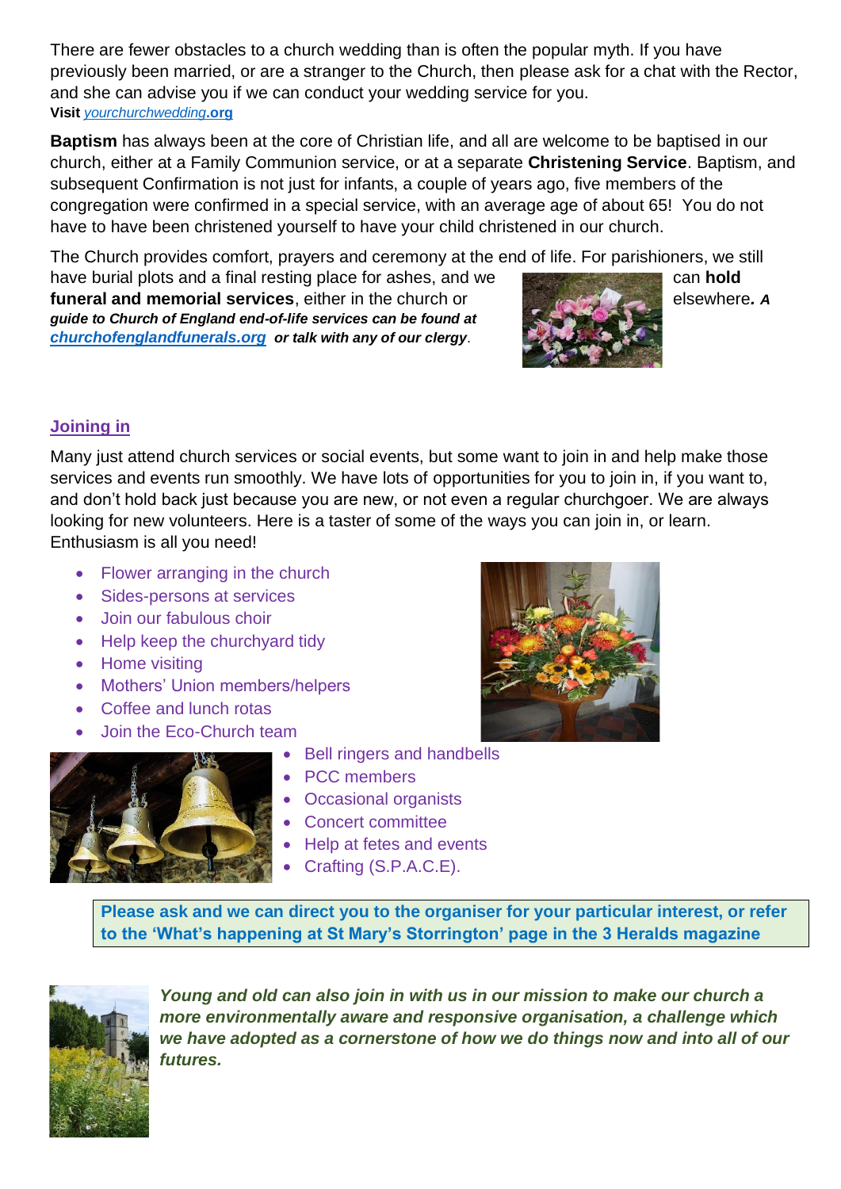There are fewer obstacles to a church wedding than is often the popular myth. If you have previously been married, or are a stranger to the Church, then please ask for a chat with the Rector, and she can advise you if we can conduct your wedding service for you.
**Visit** *yourchurchwedding*.**org**

**Baptism** has always been at the core of Christian life, and all are welcome to be baptised in our church, either at a Family Communion service, or at a separate **Christening Service**. Baptism, and subsequent Confirmation is not just for infants, a couple of years ago, five members of the congregation were confirmed in a special service, with an average age of about 65! You do not have to have been christened yourself to have your child christened in our church.

The Church provides comfort, prayers and ceremony at the end of life. For parishioners, we still have burial plots and a final resting place for ashes, and we can **hold funeral and memorial services**, either in the church or elsewhere. ***A guide to Church of England end-of-life services can be found at churchofenglandfunerals.org or talk with any of our clergy***.

## Joining in

Many just attend church services or social events, but some want to join in and help make those services and events run smoothly. We have lots of opportunities for you to join in, if you want to, and don't hold back just because you are new, or not even a regular churchgoer. We are always looking for new volunteers. Here is a taster of some of the ways you can join in, or learn. Enthusiasm is all you need!

- Flower arranging in the church
- Sides-persons at services
- Join our fabulous choir
- Help keep the churchyard tidy
- Home visiting
- Mothers' Union members/helpers
- Coffee and lunch rotas
- Join the Eco-Church team
- Bell ringers and handbells
- PCC members
- Occasional organists
- Concert committee
- Help at fetes and events
- Crafting (S.P.A.C.E).

**Please ask and we can direct you to the organiser for your particular interest, or refer to the 'What's happening at St Mary's Storrington' page in the 3 Heralds magazine**

***Young and old can also join in with us in our mission to make our church a more environmentally aware and responsive organisation, a challenge which we have adopted as a cornerstone of how we do things now and into all of our futures.***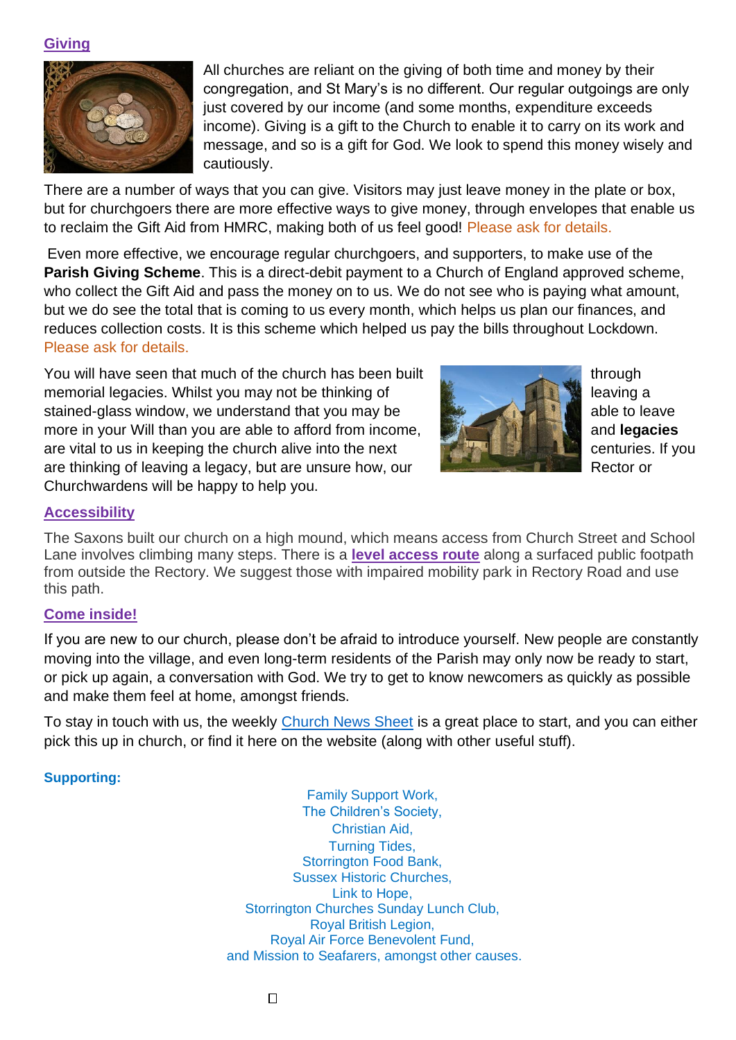## Giving

All churches are reliant on the giving of both time and money by their congregation, and St Mary's is no different. Our regular outgoings are only just covered by our income (and some months, expenditure exceeds income). Giving is a gift to the Church to enable it to carry on its work and message, and so is a gift for God. We look to spend this money wisely and cautiously.

There are a number of ways that you can give. Visitors may just leave money in the plate or box, but for churchgoers there are more effective ways to give money, through envelopes that enable us to reclaim the Gift Aid from HMRC, making both of us feel good! Please ask for details.

Even more effective, we encourage regular churchgoers, and supporters, to make use of the **Parish Giving Scheme**. This is a direct-debit payment to a Church of England approved scheme, who collect the Gift Aid and pass the money on to us. We do not see who is paying what amount, but we do see the total that is coming to us every month, which helps us plan our finances, and reduces collection costs. It is this scheme which helped us pay the bills throughout Lockdown. Please ask for details.

You will have seen that much of the church has been built through memorial legacies. Whilst you may not be thinking of leaving a stained-glass window, we understand that you may be able to leave more in your Will than you are able to afford from income, and **legacies** are vital to us in keeping the church alive into the next centuries. If you are thinking of leaving a legacy, but are unsure how, our Rector or Churchwardens will be happy to help you.

## Accessibility

The Saxons built our church on a high mound, which means access from Church Street and School Lane involves climbing many steps. There is a **level access route** along a surfaced public footpath from outside the Rectory. We suggest those with impaired mobility park in Rectory Road and use this path.

## Come inside!

If you are new to our church, please don't be afraid to introduce yourself. New people are constantly moving into the village, and even long-term residents of the Parish may only now be ready to start, or pick up again, a conversation with God. We try to get to know newcomers as quickly as possible and make them feel at home, amongst friends.

To stay in touch with us, the weekly Church News Sheet is a great place to start, and you can either pick this up in church, or find it here on the website (along with other useful stuff).

**Supporting:**

Family Support Work,
The Children's Society,
Christian Aid,
Turning Tides,
Storrington Food Bank,
Sussex Historic Churches,
Link to Hope,
Storrington Churches Sunday Lunch Club,
Royal British Legion,
Royal Air Force Benevolent Fund,
and Mission to Seafarers, amongst other causes.